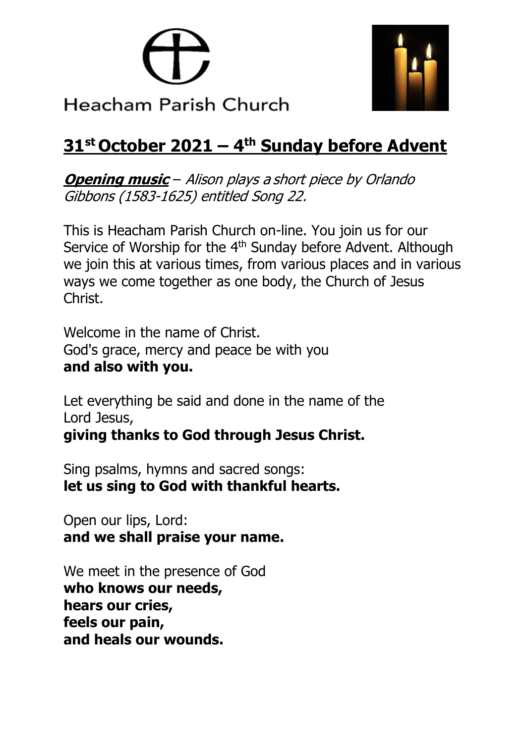Heacham Parish Church

# 31st October 2021 – 4th Sunday before Advent

***Opening music*** *– Alison plays a short piece by Orlando Gibbons (1583-1625) entitled Song 22.*

This is Heacham Parish Church on-line. You join us for our Service of Worship for the 4th Sunday before Advent. Although we join this at various times, from various places and in various ways we come together as one body, the Church of Jesus Christ.

Welcome in the name of Christ.
God's grace, mercy and peace be with you
**and also with you.**

Let everything be said and done in the name of the Lord Jesus,
**giving thanks to God through Jesus Christ.**

Sing psalms, hymns and sacred songs:
**let us sing to God with thankful hearts.**

Open our lips, Lord:
**and we shall praise your name.**

We meet in the presence of God
**who knows our needs,**
**hears our cries,**
**feels our pain,**
**and heals our wounds.**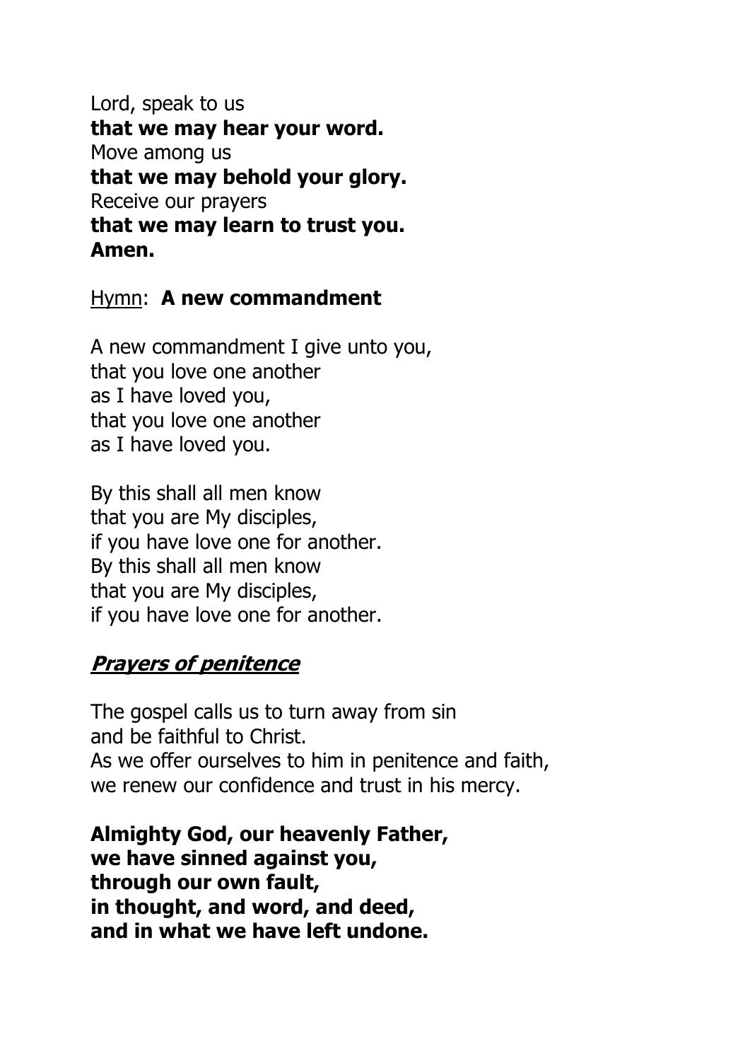Lord, speak to us
**that we may hear your word.**
Move among us
**that we may behold your glory.**
Receive our prayers
**that we may learn to trust you.**
**Amen.**

Hymn: **A new commandment**

A new commandment I give unto you,
that you love one another
as I have loved you,
that you love one another
as I have loved you.

By this shall all men know
that you are My disciples,
if you have love one for another.
By this shall all men know
that you are My disciples,
if you have love one for another.

## ***Prayers of penitence***

The gospel calls us to turn away from sin
and be faithful to Christ.
As we offer ourselves to him in penitence and faith,
we renew our confidence and trust in his mercy.

**Almighty God, our heavenly Father,**
**we have sinned against you,**
**through our own fault,**
**in thought, and word, and deed,**
**and in what we have left undone.**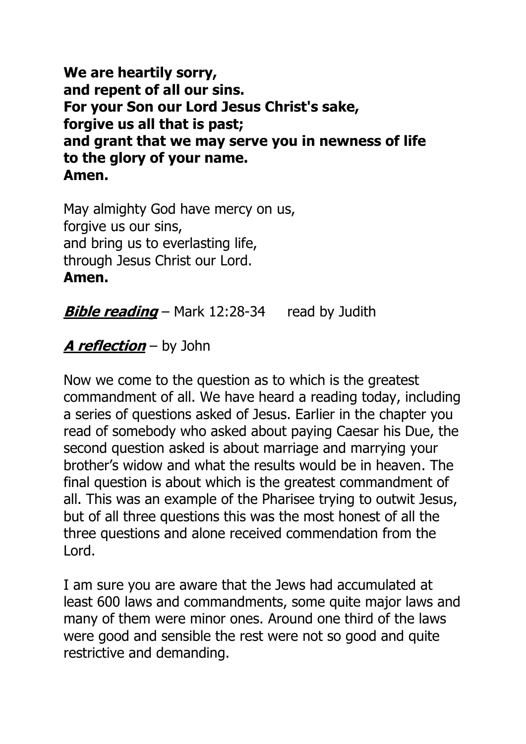**We are heartily sorry,**
**and repent of all our sins.**
**For your Son our Lord Jesus Christ's sake,**
**forgive us all that is past;**
**and grant that we may serve you in newness of life**
**to the glory of your name.**
**Amen.**

May almighty God have mercy on us,
forgive us our sins,
and bring us to everlasting life,
through Jesus Christ our Lord.
**Amen.**

***Bible reading*** – Mark 12:28-34 read by Judith

***A reflection*** – by John

Now we come to the question as to which is the greatest commandment of all. We have heard a reading today, including a series of questions asked of Jesus. Earlier in the chapter you read of somebody who asked about paying Caesar his Due, the second question asked is about marriage and marrying your brother's widow and what the results would be in heaven. The final question is about which is the greatest commandment of all. This was an example of the Pharisee trying to outwit Jesus, but of all three questions this was the most honest of all the three questions and alone received commendation from the Lord.

I am sure you are aware that the Jews had accumulated at least 600 laws and commandments, some quite major laws and many of them were minor ones. Around one third of the laws were good and sensible the rest were not so good and quite restrictive and demanding.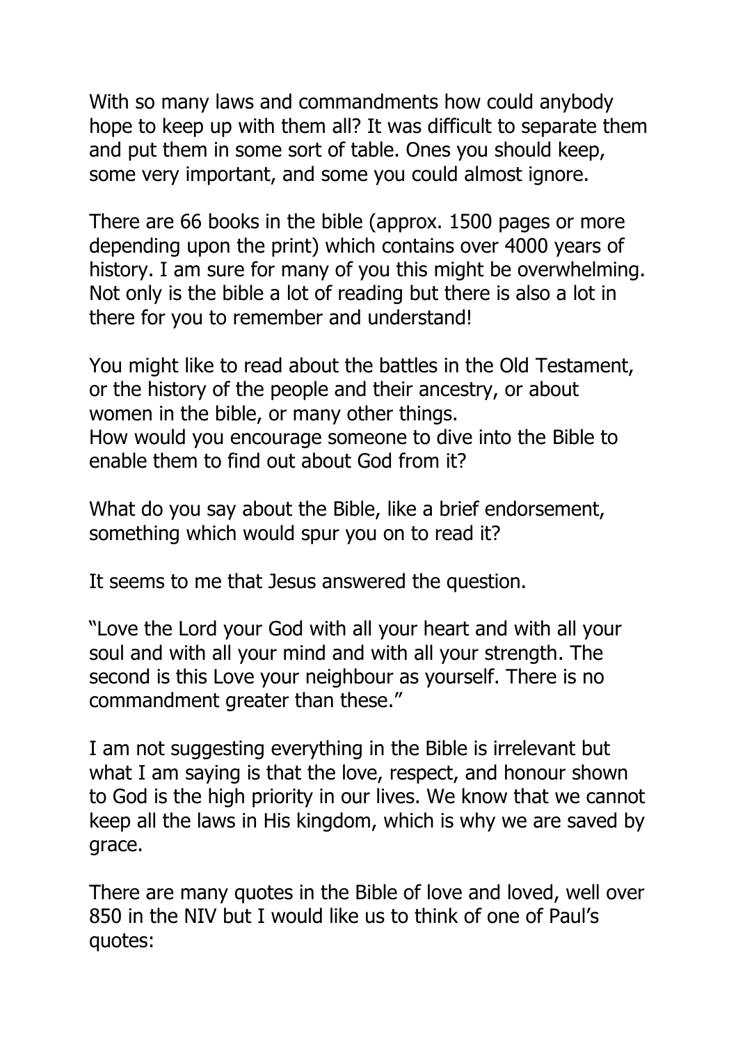With so many laws and commandments how could anybody hope to keep up with them all? It was difficult to separate them and put them in some sort of table. Ones you should keep, some very important, and some you could almost ignore.

There are 66 books in the bible (approx. 1500 pages or more depending upon the print) which contains over 4000 years of history. I am sure for many of you this might be overwhelming. Not only is the bible a lot of reading but there is also a lot in there for you to remember and understand!

You might like to read about the battles in the Old Testament, or the history of the people and their ancestry, or about women in the bible, or many other things.
How would you encourage someone to dive into the Bible to enable them to find out about God from it?

What do you say about the Bible, like a brief endorsement, something which would spur you on to read it?

It seems to me that Jesus answered the question.

"Love the Lord your God with all your heart and with all your soul and with all your mind and with all your strength. The second is this Love your neighbour as yourself. There is no commandment greater than these."

I am not suggesting everything in the Bible is irrelevant but what I am saying is that the love, respect, and honour shown to God is the high priority in our lives. We know that we cannot keep all the laws in His kingdom, which is why we are saved by grace.

There are many quotes in the Bible of love and loved, well over 850 in the NIV but I would like us to think of one of Paul's quotes: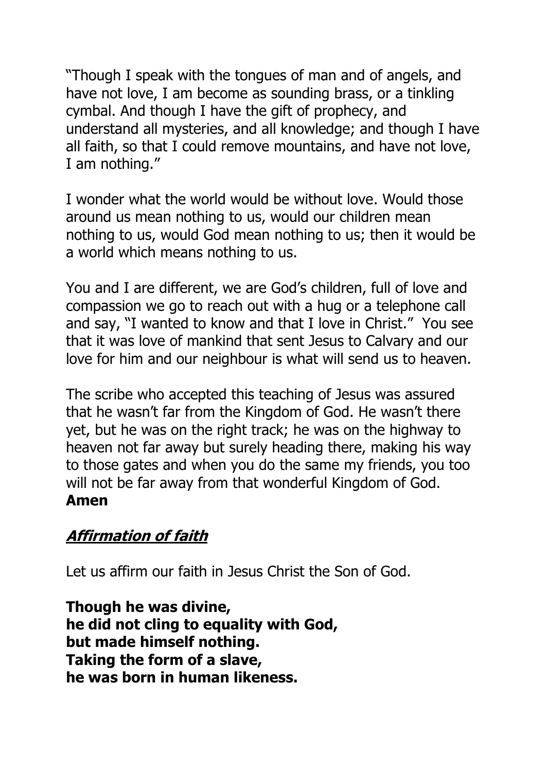"Though I speak with the tongues of man and of angels, and have not love, I am become as sounding brass, or a tinkling cymbal. And though I have the gift of prophecy, and understand all mysteries, and all knowledge; and though I have all faith, so that I could remove mountains, and have not love, I am nothing."

I wonder what the world would be without love. Would those around us mean nothing to us, would our children mean nothing to us, would God mean nothing to us; then it would be a world which means nothing to us.

You and I are different, we are God's children, full of love and compassion we go to reach out with a hug or a telephone call and say, "I wanted to know and that I love in Christ." You see that it was love of mankind that sent Jesus to Calvary and our love for him and our neighbour is what will send us to heaven.

The scribe who accepted this teaching of Jesus was assured that he wasn't far from the Kingdom of God. He wasn't there yet, but he was on the right track; he was on the highway to heaven not far away but surely heading there, making his way to those gates and when you do the same my friends, you too will not be far away from that wonderful Kingdom of God.
**Amen**

## ***Affirmation of faith***

Let us affirm our faith in Jesus Christ the Son of God.

**Though he was divine,**
**he did not cling to equality with God,**
**but made himself nothing.**
**Taking the form of a slave,**
**he was born in human likeness.**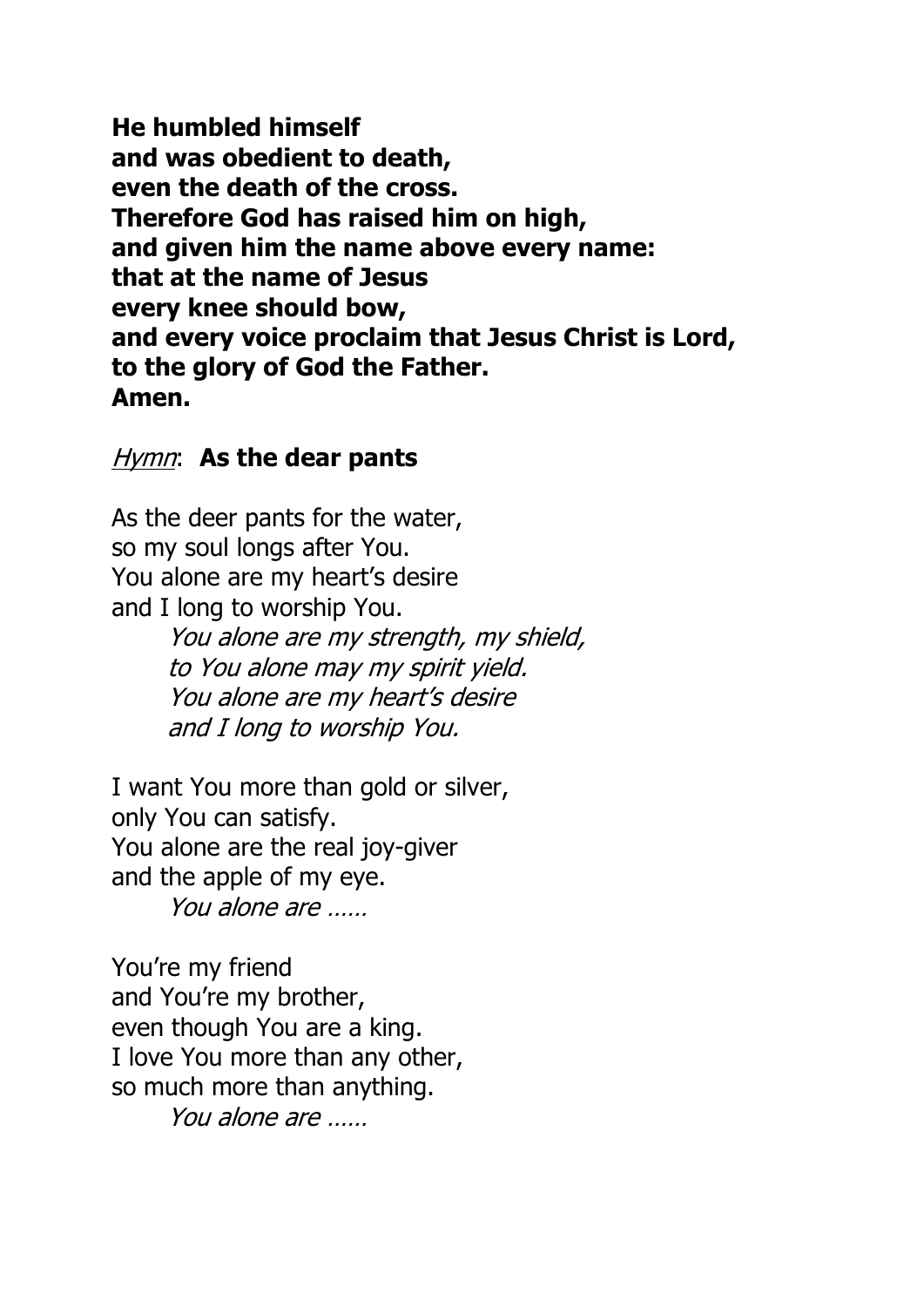**He humbled himself**
**and was obedient to death,**
**even the death of the cross.**
**Therefore God has raised him on high,**
**and given him the name above every name:**
**that at the name of Jesus**
**every knee should bow,**
**and every voice proclaim that Jesus Christ is Lord,**
**to the glory of God the Father.**
**Amen.**

*Hymn*: **As the dear pants**

As the deer pants for the water,
so my soul longs after You.
You alone are my heart's desire
and I long to worship You.

> *You alone are my strength, my shield,*
> *to You alone may my spirit yield.*
> *You alone are my heart's desire*
> *and I long to worship You.*

I want You more than gold or silver,
only You can satisfy.
You alone are the real joy-giver
and the apple of my eye.

> *You alone are ……*

You're my friend
and You're my brother,
even though You are a king.
I love You more than any other,
so much more than anything.

> *You alone are ……*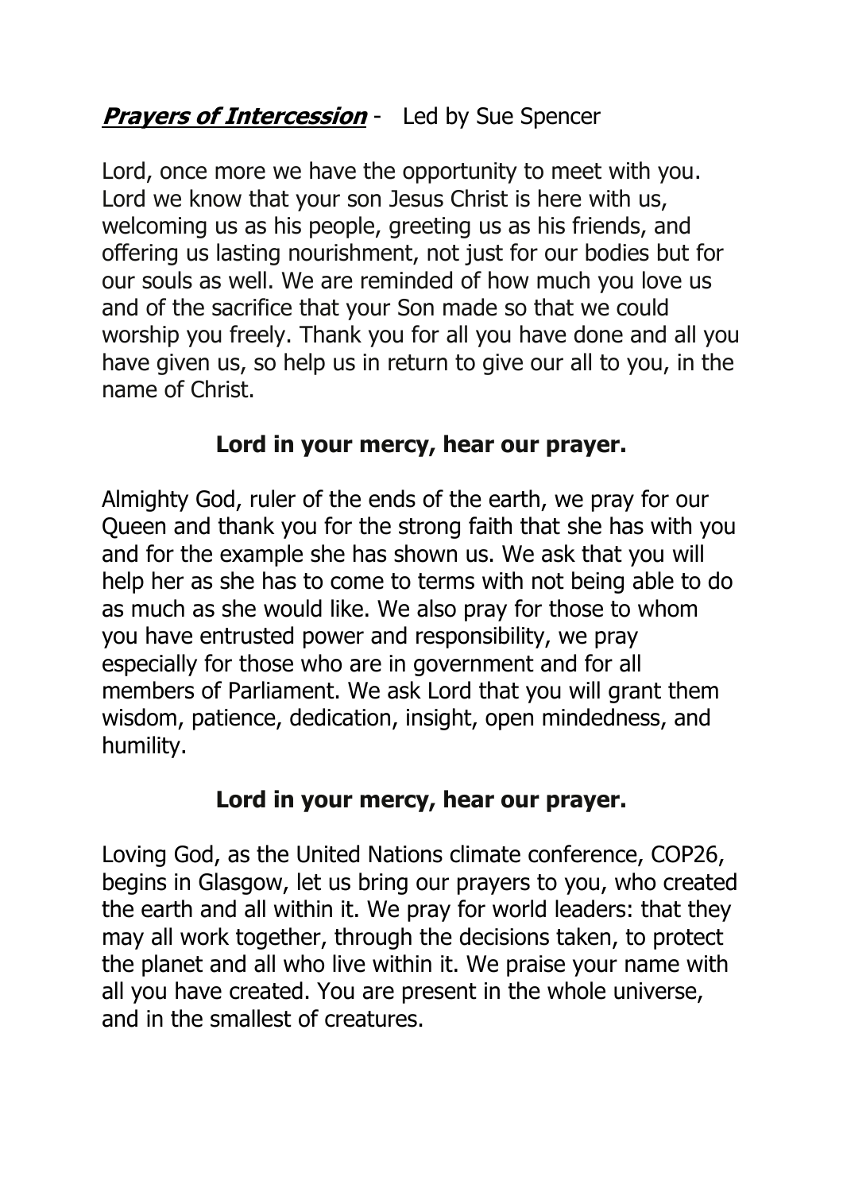***Prayers of Intercession*** - Led by Sue Spencer

Lord, once more we have the opportunity to meet with you. Lord we know that your son Jesus Christ is here with us, welcoming us as his people, greeting us as his friends, and offering us lasting nourishment, not just for our bodies but for our souls as well. We are reminded of how much you love us and of the sacrifice that your Son made so that we could worship you freely. Thank you for all you have done and all you have given us, so help us in return to give our all to you, in the name of Christ.

**Lord in your mercy, hear our prayer.**

Almighty God, ruler of the ends of the earth, we pray for our Queen and thank you for the strong faith that she has with you and for the example she has shown us. We ask that you will help her as she has to come to terms with not being able to do as much as she would like. We also pray for those to whom you have entrusted power and responsibility, we pray especially for those who are in government and for all members of Parliament. We ask Lord that you will grant them wisdom, patience, dedication, insight, open mindedness, and humility.

**Lord in your mercy, hear our prayer.**

Loving God, as the United Nations climate conference, COP26, begins in Glasgow, let us bring our prayers to you, who created the earth and all within it. We pray for world leaders: that they may all work together, through the decisions taken, to protect the planet and all who live within it. We praise your name with all you have created. You are present in the whole universe, and in the smallest of creatures.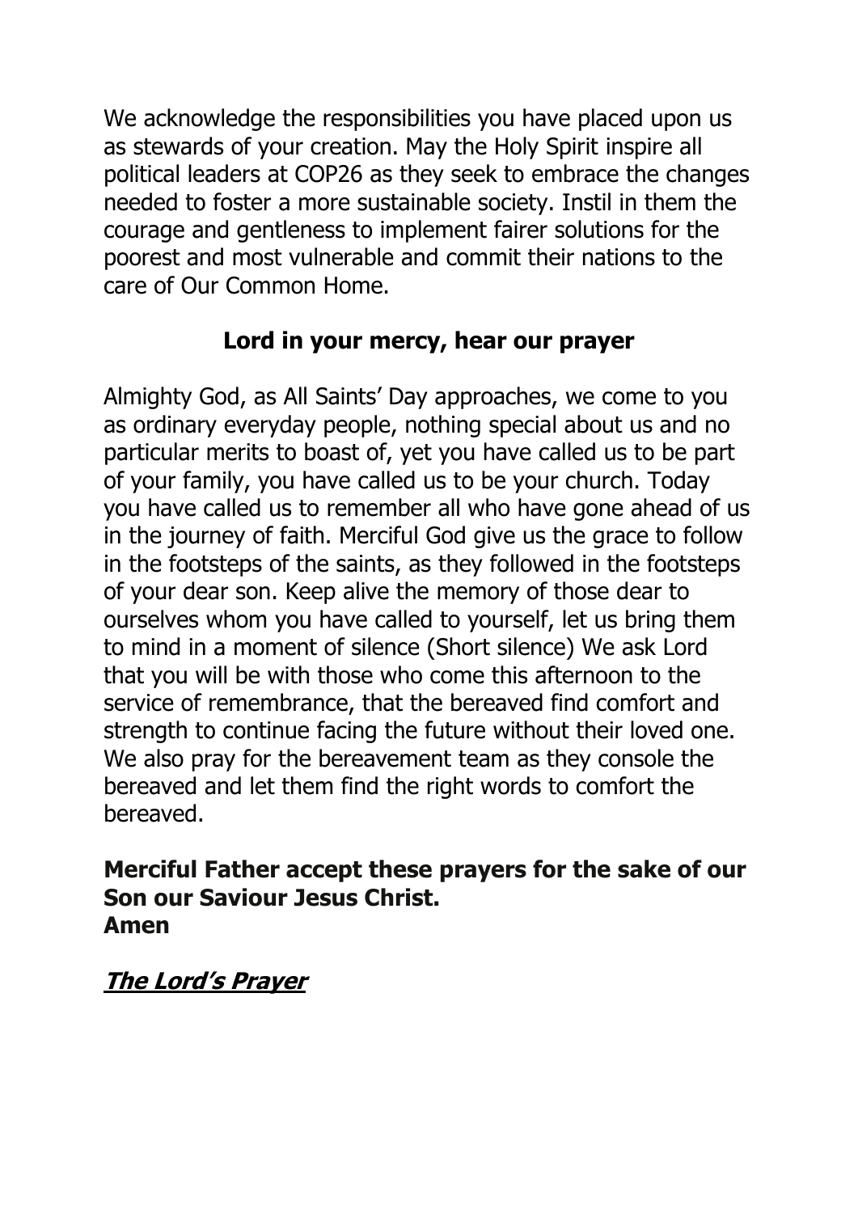We acknowledge the responsibilities you have placed upon us as stewards of your creation. May the Holy Spirit inspire all political leaders at COP26 as they seek to embrace the changes needed to foster a more sustainable society. Instil in them the courage and gentleness to implement fairer solutions for the poorest and most vulnerable and commit their nations to the care of Our Common Home.

**Lord in your mercy, hear our prayer**

Almighty God, as All Saints' Day approaches, we come to you as ordinary everyday people, nothing special about us and no particular merits to boast of, yet you have called us to be part of your family, you have called us to be your church. Today you have called us to remember all who have gone ahead of us in the journey of faith. Merciful God give us the grace to follow in the footsteps of the saints, as they followed in the footsteps of your dear son. Keep alive the memory of those dear to ourselves whom you have called to yourself, let us bring them to mind in a moment of silence (Short silence) We ask Lord that you will be with those who come this afternoon to the service of remembrance, that the bereaved find comfort and strength to continue facing the future without their loved one. We also pray for the bereavement team as they console the bereaved and let them find the right words to comfort the bereaved.

**Merciful Father accept these prayers for the sake of our Son our Saviour Jesus Christ.**
**Amen**

***The Lord's Prayer***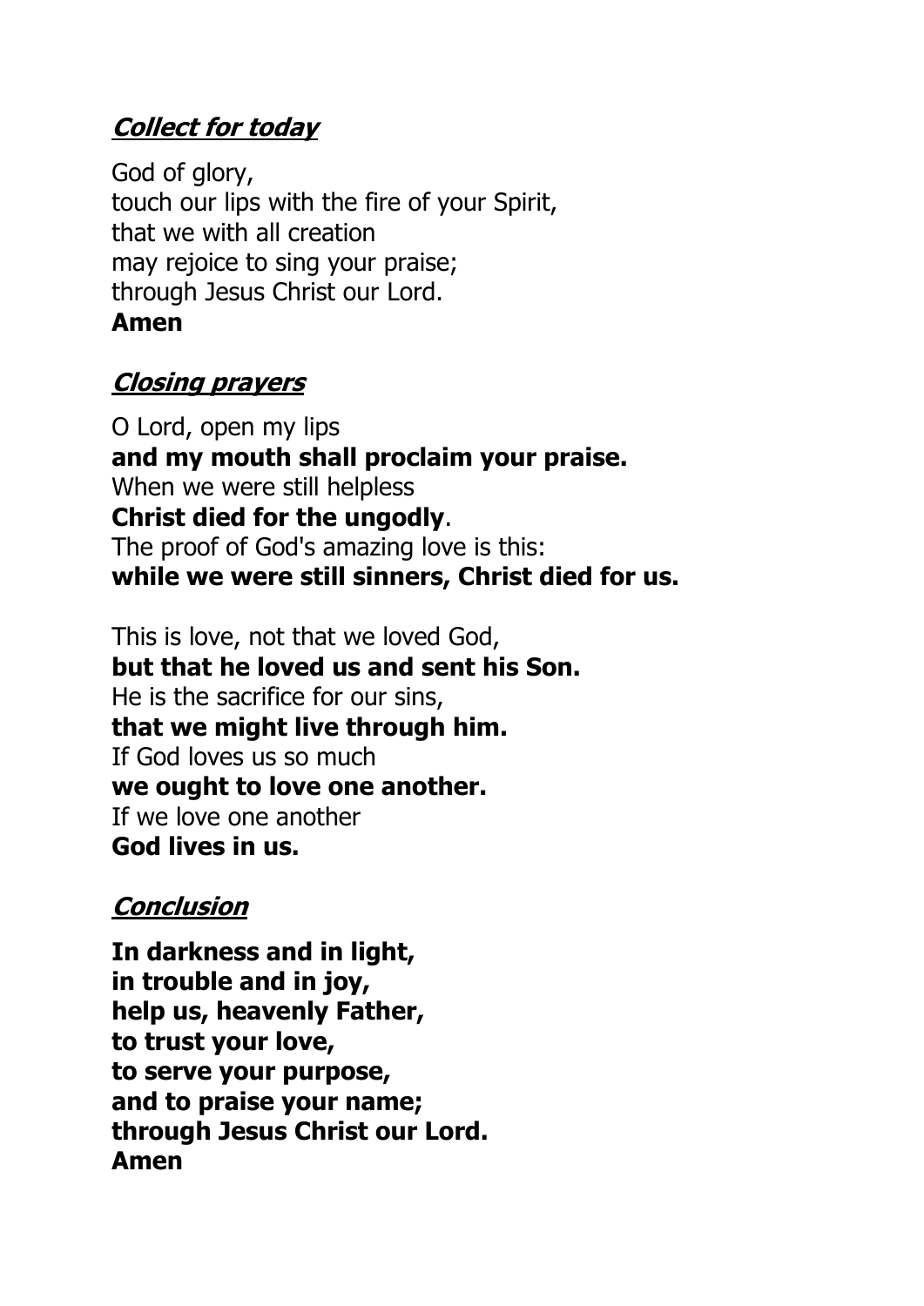## ***Collect for today***

God of glory,  
touch our lips with the fire of your Spirit,  
that we with all creation  
may rejoice to sing your praise;  
through Jesus Christ our Lord.  
**Amen**

## ***Closing prayers***

O Lord, open my lips  
**and my mouth shall proclaim your praise.**  
When we were still helpless  
**Christ died for the ungodly**.  
The proof of God's amazing love is this:  
**while we were still sinners, Christ died for us.**

This is love, not that we loved God,  
**but that he loved us and sent his Son.**  
He is the sacrifice for our sins,  
**that we might live through him.**  
If God loves us so much  
**we ought to love one another.**  
If we love one another  
**God lives in us.**

## ***Conclusion***

**In darkness and in light,  
in trouble and in joy,  
help us, heavenly Father,  
to trust your love,  
to serve your purpose,  
and to praise your name;  
through Jesus Christ our Lord.  
Amen**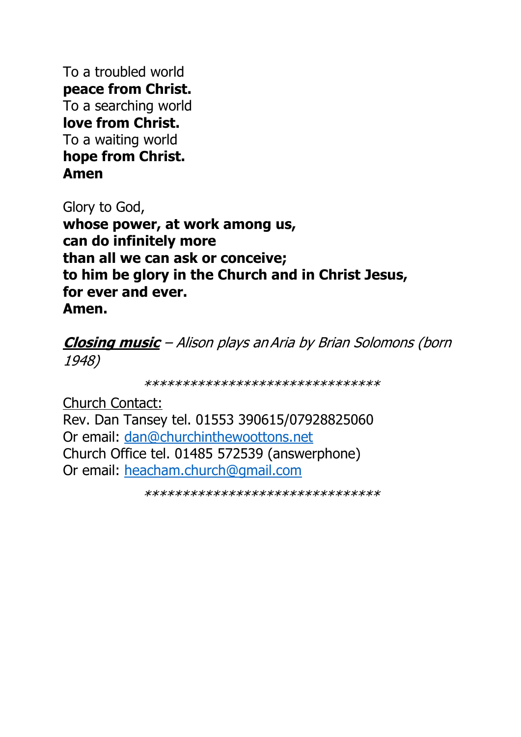To a troubled world
**peace from Christ.**
To a searching world
**love from Christ.**
To a waiting world
**hope from Christ.**
**Amen**

Glory to God,
**whose power, at work among us,**
**can do infinitely more**
**than all we can ask or conceive;**
**to him be glory in the Church and in Christ Jesus,**
**for ever and ever.**
**Amen.**

***Closing music*** – *Alison plays an Aria by Brian Solomons (born 1948)*

*******************************

Church Contact:
Rev. Dan Tansey tel. 01553 390615/07928825060
Or email: dan@churchinthewoottons.net
Church Office tel. 01485 572539 (answerphone)
Or email: heacham.church@gmail.com

*******************************